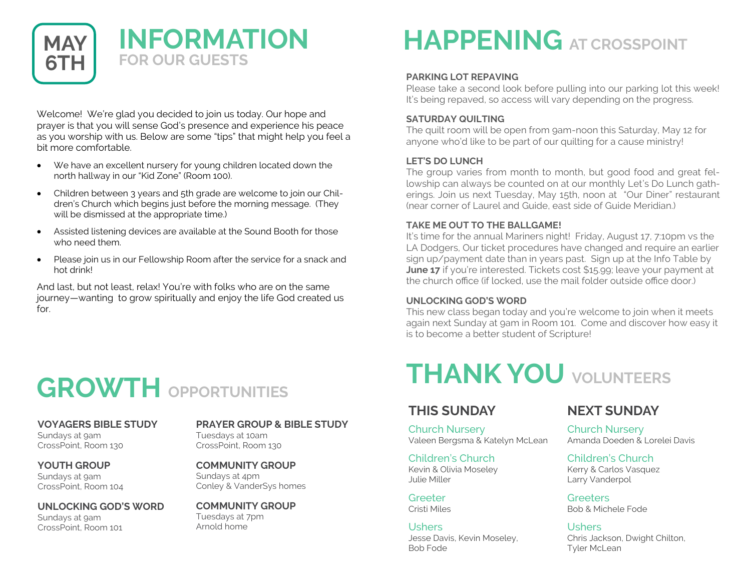MAY 6TH

# INFORMATION FOR OUR GUESTS

Welcome! We're glad you decided to join us today. Our hope and prayer is that you will sense God's presence and experience his peace as you worship with us. Below are some "tips" that might help you feel a bit more comfortable.

- We have an excellent nursery for young children located down the north hallway in our "Kid Zone" (Room 100).
- Children between 3 years and 5th grade are welcome to join our Children's Church which begins just before the morning message. (They will be dismissed at the appropriate time.)
- Assisted listening devices are available at the Sound Booth for those who need them.
- Please join us in our Fellowship Room after the service for a snack and hot drink!

And last, but not least, relax! You're with folks who are on the same journey—wanting to grow spiritually and enjoy the life God created us for.

# GROWTH OPPORTUNITIES

**VOYAGERS BIBLE STUDY**
Sundays at 9am
CrossPoint, Room 130

**YOUTH GROUP**
Sundays at 9am
CrossPoint, Room 104

**UNLOCKING GOD'S WORD**
Sundays at 9am
CrossPoint, Room 101

**PRAYER GROUP & BIBLE STUDY**
Tuesdays at 10am
CrossPoint, Room 130

**COMMUNITY GROUP**
Sundays at 4pm
Conley & VanderSys homes

**COMMUNITY GROUP**
Tuesdays at 7pm
Arnold home

# HAPPENING AT CROSSPOINT

**PARKING LOT REPAVING**
Please take a second look before pulling into our parking lot this week! It's being repaved, so access will vary depending on the progress.

**SATURDAY QUILTING**
The quilt room will be open from 9am-noon this Saturday, May 12 for anyone who'd like to be part of our quilting for a cause ministry!

**LET'S DO LUNCH**
The group varies from month to month, but good food and great fellowship can always be counted on at our monthly Let's Do Lunch gatherings. Join us next Tuesday, May 15th, noon at "Our Diner" restaurant (near corner of Laurel and Guide, east side of Guide Meridian.)

**TAKE ME OUT TO THE BALLGAME!**
It's time for the annual Mariners night! Friday, August 17, 7:10pm vs the LA Dodgers, Our ticket procedures have changed and require an earlier sign up/payment date than in years past. Sign up at the Info Table by **June 17** if you're interested. Tickets cost $15.99; leave your payment at the church office (if locked, use the mail folder outside office door.)

**UNLOCKING GOD'S WORD**
This new class began today and you're welcome to join when it meets again next Sunday at 9am in Room 101. Come and discover how easy it is to become a better student of Scripture!

# THANK YOU VOLUNTEERS

## THIS SUNDAY

Church Nursery
Valeen Bergsma & Katelyn McLean

Children's Church
Kevin & Olivia Moseley
Julie Miller

Greeter
Cristi Miles

Ushers
Jesse Davis, Kevin Moseley, Bob Fode

## NEXT SUNDAY

Church Nursery
Amanda Doeden & Lorelei Davis

Children's Church
Kerry & Carlos Vasquez
Larry Vanderpol

Greeters
Bob & Michele Fode

Ushers
Chris Jackson, Dwight Chilton, Tyler McLean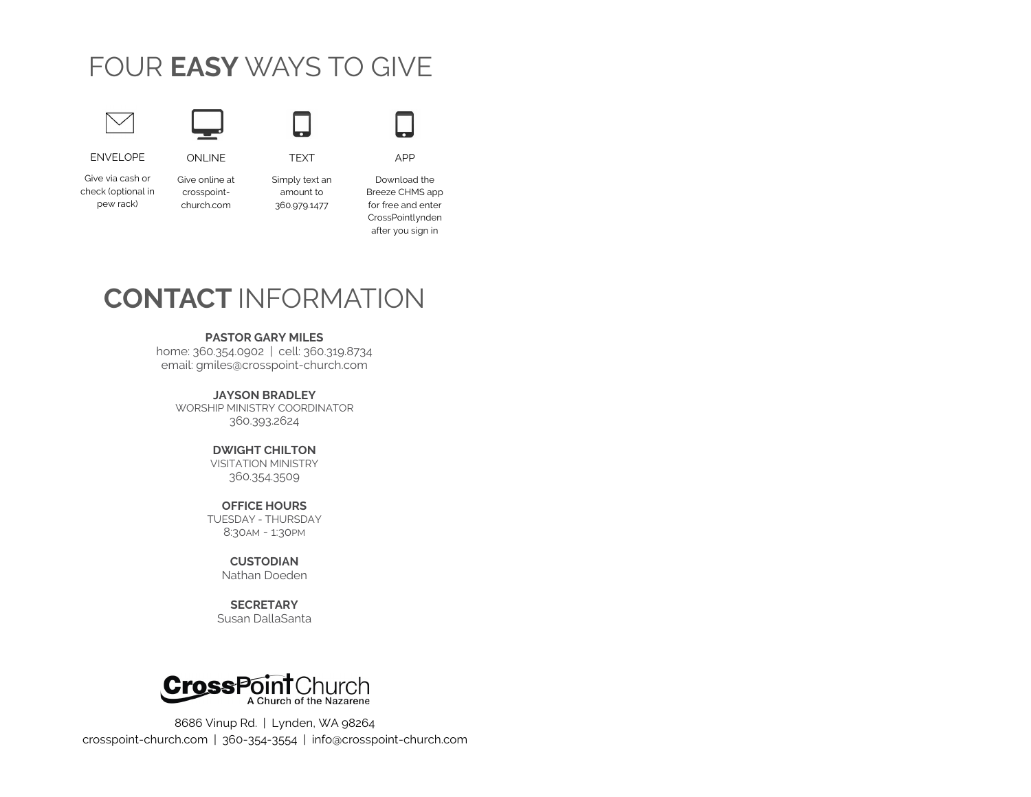# FOUR **EASY** WAYS TO GIVE

**ENVELOPE**

Give via cash or check (optional in pew rack)

**ONLINE**

Give online at crosspoint-church.com

**TEXT**

Simply text an amount to 360.979.1477

**APP**

Download the Breeze CHMS app for free and enter CrossPointlynden after you sign in

# **CONTACT** INFORMATION

**PASTOR GARY MILES**
home: 360.354.0902 | cell: 360.319.8734
email: gmiles@crosspoint-church.com

**JAYSON BRADLEY**
WORSHIP MINISTRY COORDINATOR
360.393.2624

**DWIGHT CHILTON**
VISITATION MINISTRY
360.354.3509

**OFFICE HOURS**
TUESDAY - THURSDAY
8:30AM - 1:30PM

**CUSTODIAN**
Nathan Doeden

**SECRETARY**
Susan DallaSanta

**CrossPoint Church**
A Church of the Nazarene

8686 Vinup Rd. | Lynden, WA 98264
crosspoint-church.com | 360-354-3554 | info@crosspoint-church.com